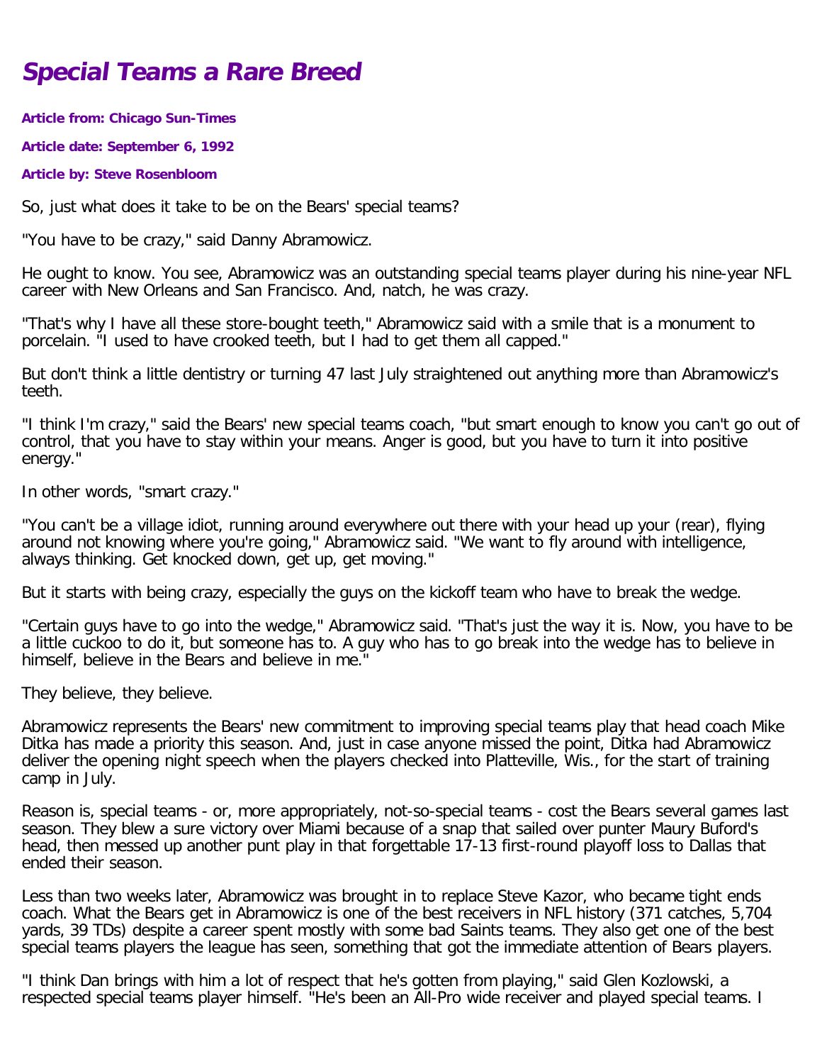# *Special Teams a Rare Breed*

**Article from: Chicago Sun-Times**

**Article date: September 6, 1992**

**Article by: Steve Rosenbloom**

So, just what does it take to be on the Bears' special teams?

"You have to be crazy," said Danny Abramowicz.

He ought to know. You see, Abramowicz was an outstanding special teams player during his nine-year NFL career with New Orleans and San Francisco. And, natch, he was crazy.

"That's why I have all these store-bought teeth," Abramowicz said with a smile that is a monument to porcelain. "I used to have crooked teeth, but I had to get them all capped."

But don't think a little dentistry or turning 47 last July straightened out anything more than Abramowicz's teeth.

"I think I'm crazy," said the Bears' new special teams coach, "but smart enough to know you can't go out of control, that you have to stay within your means. Anger is good, but you have to turn it into positive energy."

In other words, "smart crazy."

"You can't be a village idiot, running around everywhere out there with your head up your (rear), flying around not knowing where you're going," Abramowicz said. "We want to fly around with intelligence, always thinking. Get knocked down, get up, get moving."

But it starts with being crazy, especially the guys on the kickoff team who have to break the wedge.

"Certain guys have to go into the wedge," Abramowicz said. "That's just the way it is. Now, you have to be a little cuckoo to do it, but someone has to. A guy who has to go break into the wedge has to believe in himself, believe in the Bears and believe in me."

They believe, they believe.

Abramowicz represents the Bears' new commitment to improving special teams play that head coach Mike Ditka has made a priority this season. And, just in case anyone missed the point, Ditka had Abramowicz deliver the opening night speech when the players checked into Platteville, Wis., for the start of training camp in July.

Reason is, special teams - or, more appropriately, not-so-special teams - cost the Bears several games last season. They blew a sure victory over Miami because of a snap that sailed over punter Maury Buford's head, then messed up another punt play in that forgettable 17-13 first-round playoff loss to Dallas that ended their season.

Less than two weeks later, Abramowicz was brought in to replace Steve Kazor, who became tight ends coach. What the Bears get in Abramowicz is one of the best receivers in NFL history (371 catches, 5,704 yards, 39 TDs) despite a career spent mostly with some bad Saints teams. They also get one of the best special teams players the league has seen, something that got the immediate attention of Bears players.

"I think Dan brings with him a lot of respect that he's gotten from playing," said Glen Kozlowski, a respected special teams player himself. "He's been an All-Pro wide receiver and played special teams. I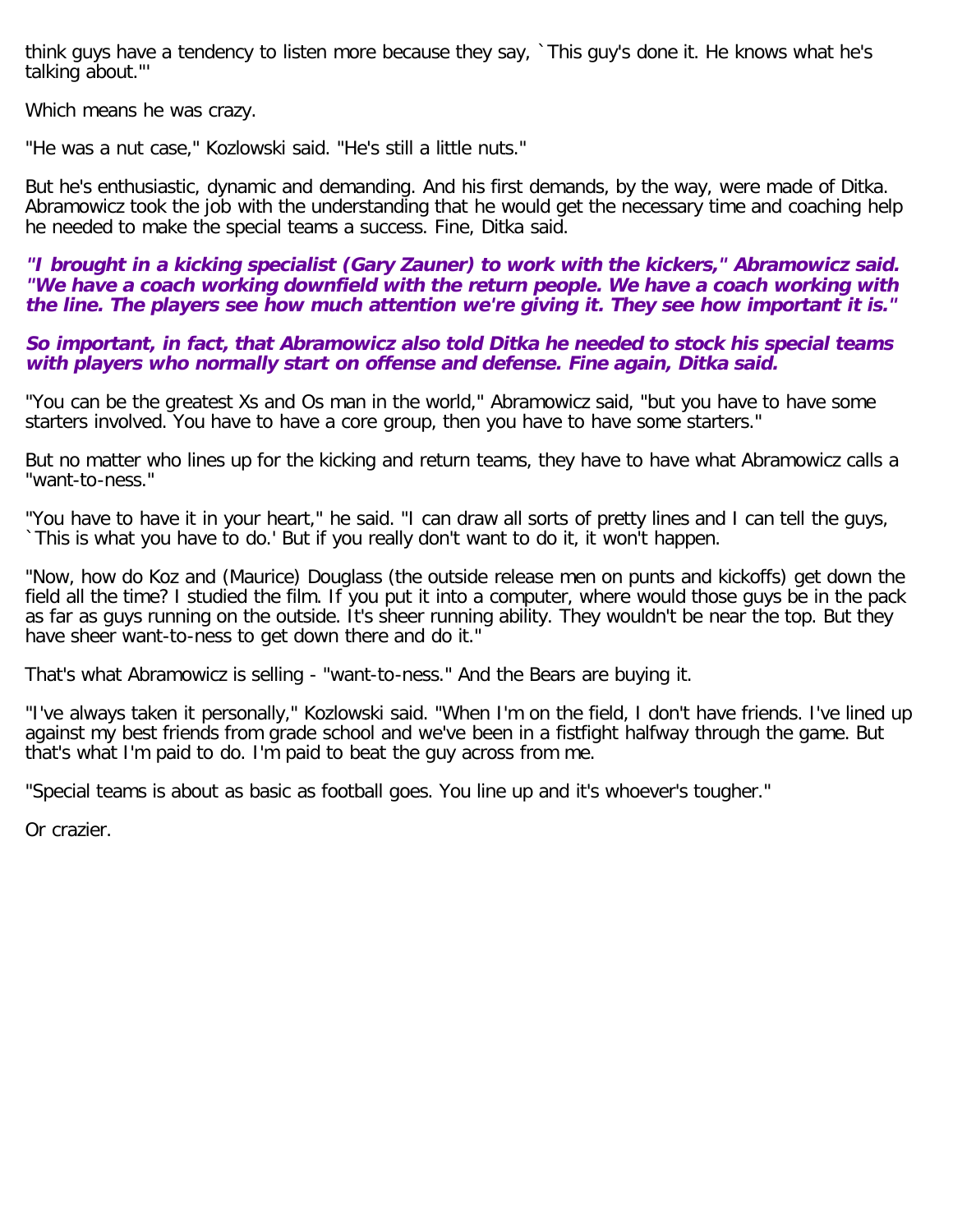think guys have a tendency to listen more because they say, `This guy's done it. He knows what he's talking about."'

Which means he was crazy.

"He was a nut case," Kozlowski said. "He's still a little nuts."

But he's enthusiastic, dynamic and demanding. And his first demands, by the way, were made of Ditka. Abramowicz took the job with the understanding that he would get the necessary time and coaching help he needed to make the special teams a success. Fine, Ditka said.

***"I brought in a kicking specialist (Gary Zauner) to work with the kickers," Abramowicz said. "We have a coach working downfield with the return people. We have a coach working with the line. The players see how much attention we're giving it. They see how important it is."***

***So important, in fact, that Abramowicz also told Ditka he needed to stock his special teams with players who normally start on offense and defense. Fine again, Ditka said.***

"You can be the greatest Xs and Os man in the world," Abramowicz said, "but you have to have some starters involved. You have to have a core group, then you have to have some starters."

But no matter who lines up for the kicking and return teams, they have to have what Abramowicz calls a "want-to-ness."

"You have to have it in your heart," he said. "I can draw all sorts of pretty lines and I can tell the guys, `This is what you have to do.' But if you really don't want to do it, it won't happen.

"Now, how do Koz and (Maurice) Douglass (the outside release men on punts and kickoffs) get down the field all the time? I studied the film. If you put it into a computer, where would those guys be in the pack as far as guys running on the outside. It's sheer running ability. They wouldn't be near the top. But they have sheer want-to-ness to get down there and do it."

That's what Abramowicz is selling - "want-to-ness." And the Bears are buying it.

"I've always taken it personally," Kozlowski said. "When I'm on the field, I don't have friends. I've lined up against my best friends from grade school and we've been in a fistfight halfway through the game. But that's what I'm paid to do. I'm paid to beat the guy across from me.

"Special teams is about as basic as football goes. You line up and it's whoever's tougher."

Or crazier.